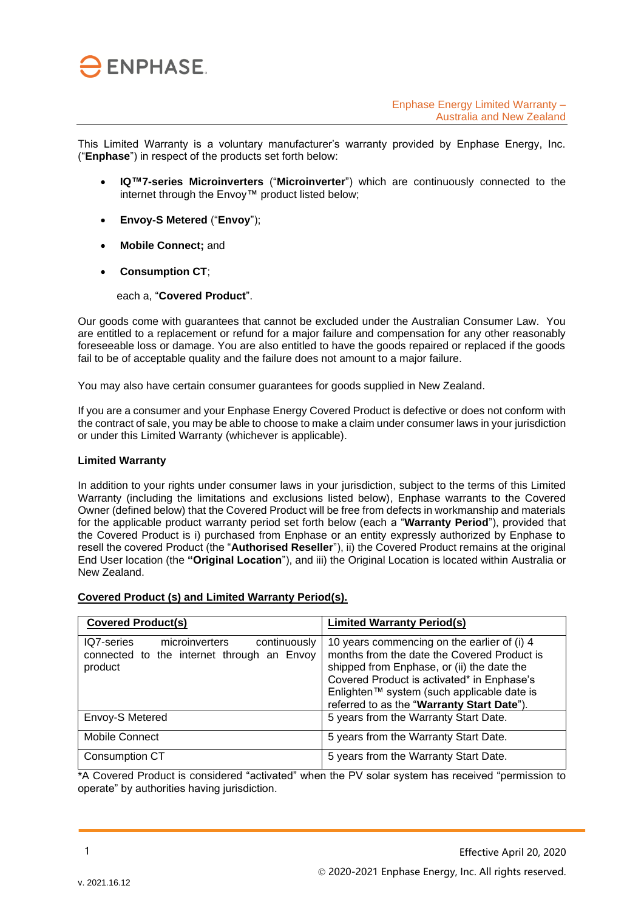ENPHASE.

Enphase Energy Limited Warranty – Australia and New Zealand

This Limited Warranty is a voluntary manufacturer's warranty provided by Enphase Energy, Inc. ("**Enphase**") in respect of the products set forth below:

- **IQ™7-series Microinverters** ("**Microinverter**") which are continuously connected to the internet through the Envoy™ product listed below;
- **Envoy-S Metered** ("**Envoy**");
- **Mobile Connect;** and
- **Consumption CT**;

each a, "**Covered Product**".

Our goods come with guarantees that cannot be excluded under the Australian Consumer Law. You are entitled to a replacement or refund for a major failure and compensation for any other reasonably foreseeable loss or damage. You are also entitled to have the goods repaired or replaced if the goods fail to be of acceptable quality and the failure does not amount to a major failure.

You may also have certain consumer guarantees for goods supplied in New Zealand.

If you are a consumer and your Enphase Energy Covered Product is defective or does not conform with the contract of sale, you may be able to choose to make a claim under consumer laws in your jurisdiction or under this Limited Warranty (whichever is applicable).

**Limited Warranty**

In addition to your rights under consumer laws in your jurisdiction, subject to the terms of this Limited Warranty (including the limitations and exclusions listed below), Enphase warrants to the Covered Owner (defined below) that the Covered Product will be free from defects in workmanship and materials for the applicable product warranty period set forth below (each a "**Warranty Period**"), provided that the Covered Product is i) purchased from Enphase or an entity expressly authorized by Enphase to resell the covered Product (the "**Authorised Reseller**"), ii) the Covered Product remains at the original End User location (the **"Original Location**"), and iii) the Original Location is located within Australia or New Zealand.

**Covered Product (s) and Limited Warranty Period(s).**

| **Covered Product(s)** | **Limited Warranty Period(s)** |
|---|---|
| IQ7-series microinverters continuously connected to the internet through an Envoy product | 10 years commencing on the earlier of (i) 4 months from the date the Covered Product is shipped from Enphase, or (ii) the date the Covered Product is activated* in Enphase's Enlighten™ system (such applicable date is referred to as the "**Warranty Start Date**"). |
| Envoy-S Metered | 5 years from the Warranty Start Date. |
| Mobile Connect | 5 years from the Warranty Start Date. |
| Consumption CT | 5 years from the Warranty Start Date. |

*A Covered Product is considered "activated" when the PV solar system has received "permission to operate" by authorities having jurisdiction.

Effective April 20, 2020

© 2020-2021 Enphase Energy, Inc. All rights reserved.

v. 2021.16.12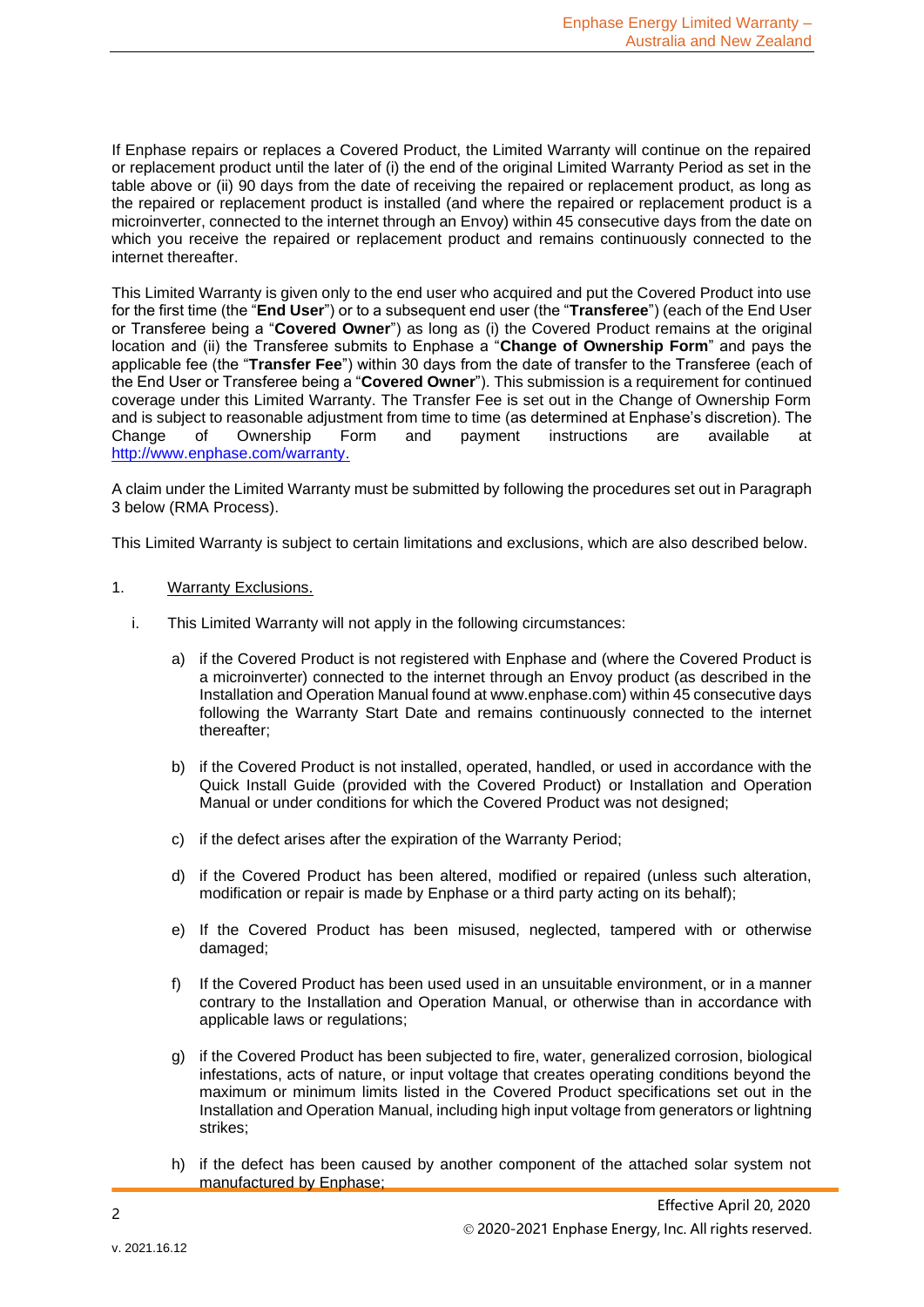If Enphase repairs or replaces a Covered Product, the Limited Warranty will continue on the repaired or replacement product until the later of (i) the end of the original Limited Warranty Period as set in the table above or (ii) 90 days from the date of receiving the repaired or replacement product, as long as the repaired or replacement product is installed (and where the repaired or replacement product is a microinverter, connected to the internet through an Envoy) within 45 consecutive days from the date on which you receive the repaired or replacement product and remains continuously connected to the internet thereafter.

This Limited Warranty is given only to the end user who acquired and put the Covered Product into use for the first time (the "**End User**") or to a subsequent end user (the "**Transferee**") (each of the End User or Transferee being a "**Covered Owner**") as long as (i) the Covered Product remains at the original location and (ii) the Transferee submits to Enphase a "**Change of Ownership Form**" and pays the applicable fee (the "**Transfer Fee**") within 30 days from the date of transfer to the Transferee (each of the End User or Transferee being a "**Covered Owner**"). This submission is a requirement for continued coverage under this Limited Warranty. The Transfer Fee is set out in the Change of Ownership Form and is subject to reasonable adjustment from time to time (as determined at Enphase's discretion). The Change of Ownership Form and payment instructions are available at http://www.enphase.com/warranty.

A claim under the Limited Warranty must be submitted by following the procedures set out in Paragraph 3 below (RMA Process).

This Limited Warranty is subject to certain limitations and exclusions, which are also described below.

1. Warranty Exclusions.

   i. This Limited Warranty will not apply in the following circumstances:

      a) if the Covered Product is not registered with Enphase and (where the Covered Product is a microinverter) connected to the internet through an Envoy product (as described in the Installation and Operation Manual found at www.enphase.com) within 45 consecutive days following the Warranty Start Date and remains continuously connected to the internet thereafter;

      b) if the Covered Product is not installed, operated, handled, or used in accordance with the Quick Install Guide (provided with the Covered Product) or Installation and Operation Manual or under conditions for which the Covered Product was not designed;

      c) if the defect arises after the expiration of the Warranty Period;

      d) if the Covered Product has been altered, modified or repaired (unless such alteration, modification or repair is made by Enphase or a third party acting on its behalf);

      e) If the Covered Product has been misused, neglected, tampered with or otherwise damaged;

      f) If the Covered Product has been used used in an unsuitable environment, or in a manner contrary to the Installation and Operation Manual, or otherwise than in accordance with applicable laws or regulations;

      g) if the Covered Product has been subjected to fire, water, generalized corrosion, biological infestations, acts of nature, or input voltage that creates operating conditions beyond the maximum or minimum limits listed in the Covered Product specifications set out in the Installation and Operation Manual, including high input voltage from generators or lightning strikes;

      h) if the defect has been caused by another component of the attached solar system not manufactured by Enphase;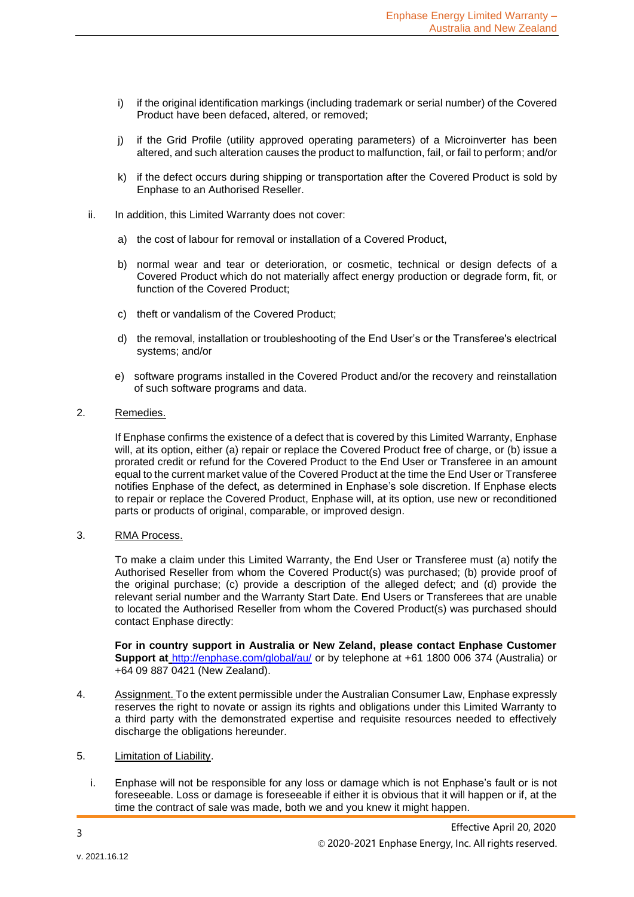i) if the original identification markings (including trademark or serial number) of the Covered Product have been defaced, altered, or removed;

j) if the Grid Profile (utility approved operating parameters) of a Microinverter has been altered, and such alteration causes the product to malfunction, fail, or fail to perform; and/or

k) if the defect occurs during shipping or transportation after the Covered Product is sold by Enphase to an Authorised Reseller.

ii. In addition, this Limited Warranty does not cover:

a) the cost of labour for removal or installation of a Covered Product,

b) normal wear and tear or deterioration, or cosmetic, technical or design defects of a Covered Product which do not materially affect energy production or degrade form, fit, or function of the Covered Product;

c) theft or vandalism of the Covered Product;

d) the removal, installation or troubleshooting of the End User's or the Transferee's electrical systems; and/or

e) software programs installed in the Covered Product and/or the recovery and reinstallation of such software programs and data.

2. Remedies.

If Enphase confirms the existence of a defect that is covered by this Limited Warranty, Enphase will, at its option, either (a) repair or replace the Covered Product free of charge, or (b) issue a prorated credit or refund for the Covered Product to the End User or Transferee in an amount equal to the current market value of the Covered Product at the time the End User or Transferee notifies Enphase of the defect, as determined in Enphase's sole discretion. If Enphase elects to repair or replace the Covered Product, Enphase will, at its option, use new or reconditioned parts or products of original, comparable, or improved design.

3. RMA Process.

To make a claim under this Limited Warranty, the End User or Transferee must (a) notify the Authorised Reseller from whom the Covered Product(s) was purchased; (b) provide proof of the original purchase; (c) provide a description of the alleged defect; and (d) provide the relevant serial number and the Warranty Start Date. End Users or Transferees that are unable to located the Authorised Reseller from whom the Covered Product(s) was purchased should contact Enphase directly:

**For in country support in Australia or New Zeland, please contact Enphase Customer Support at** http://enphase.com/global/au/ or by telephone at +61 1800 006 374 (Australia) or +64 09 887 0421 (New Zealand).

4. Assignment. To the extent permissible under the Australian Consumer Law, Enphase expressly reserves the right to novate or assign its rights and obligations under this Limited Warranty to a third party with the demonstrated expertise and requisite resources needed to effectively discharge the obligations hereunder.

5. Limitation of Liability.

i. Enphase will not be responsible for any loss or damage which is not Enphase's fault or is not foreseeable. Loss or damage is foreseeable if either it is obvious that it will happen or if, at the time the contract of sale was made, both we and you knew it might happen.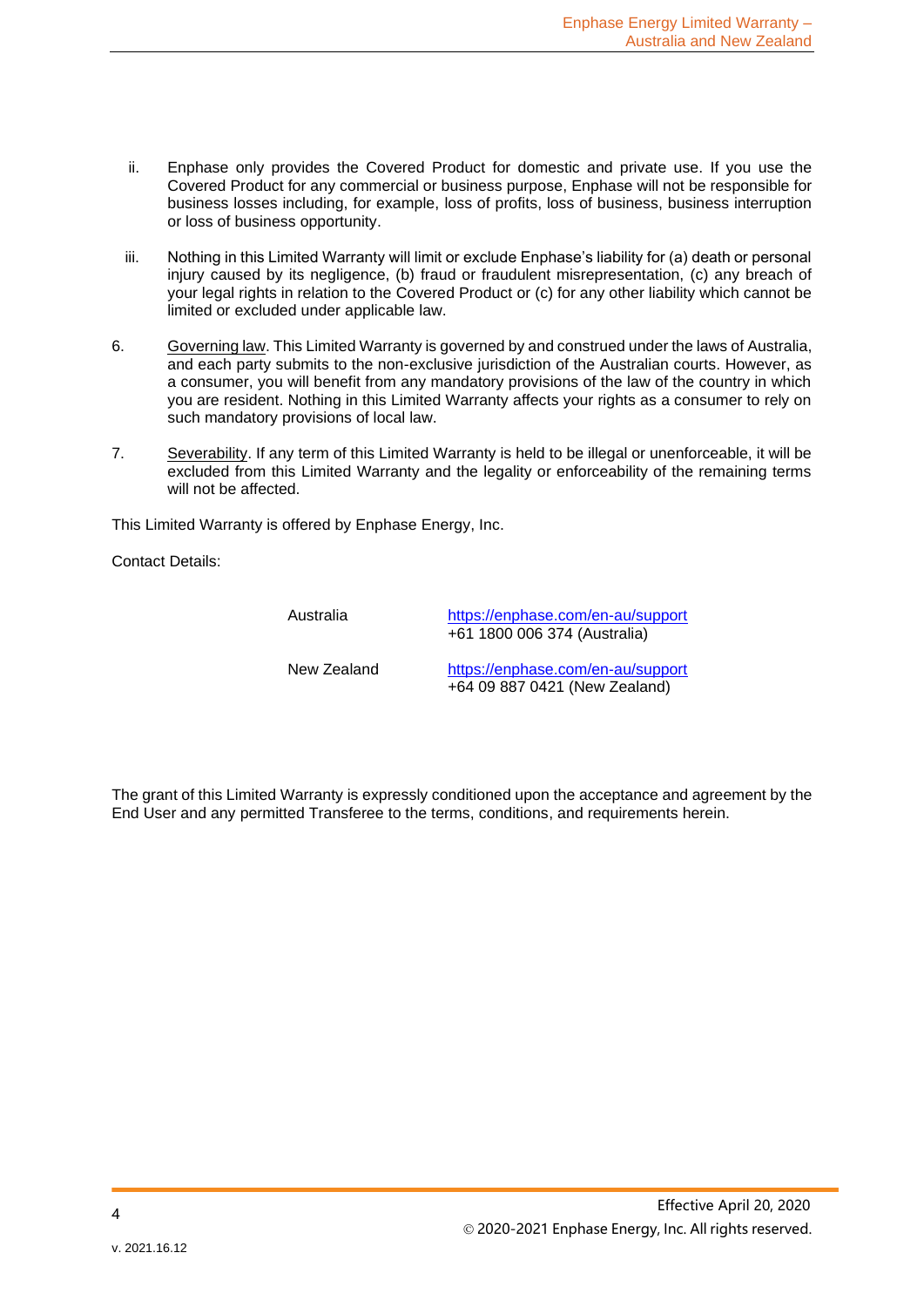ii. Enphase only provides the Covered Product for domestic and private use. If you use the Covered Product for any commercial or business purpose, Enphase will not be responsible for business losses including, for example, loss of profits, loss of business, business interruption or loss of business opportunity.

iii. Nothing in this Limited Warranty will limit or exclude Enphase's liability for (a) death or personal injury caused by its negligence, (b) fraud or fraudulent misrepresentation, (c) any breach of your legal rights in relation to the Covered Product or (c) for any other liability which cannot be limited or excluded under applicable law.

6. Governing law. This Limited Warranty is governed by and construed under the laws of Australia, and each party submits to the non-exclusive jurisdiction of the Australian courts. However, as a consumer, you will benefit from any mandatory provisions of the law of the country in which you are resident. Nothing in this Limited Warranty affects your rights as a consumer to rely on such mandatory provisions of local law.

7. Severability. If any term of this Limited Warranty is held to be illegal or unenforceable, it will be excluded from this Limited Warranty and the legality or enforceability of the remaining terms will not be affected.

This Limited Warranty is offered by Enphase Energy, Inc.

Contact Details:

| | |
|---|---|
| Australia | https://enphase.com/en-au/support<br>+61 1800 006 374 (Australia) |
| New Zealand | https://enphase.com/en-au/support<br>+64 09 887 0421 (New Zealand) |

The grant of this Limited Warranty is expressly conditioned upon the acceptance and agreement by the End User and any permitted Transferee to the terms, conditions, and requirements herein.

Effective April 20, 2020

© 2020-2021 Enphase Energy, Inc. All rights reserved.

v. 2021.16.12